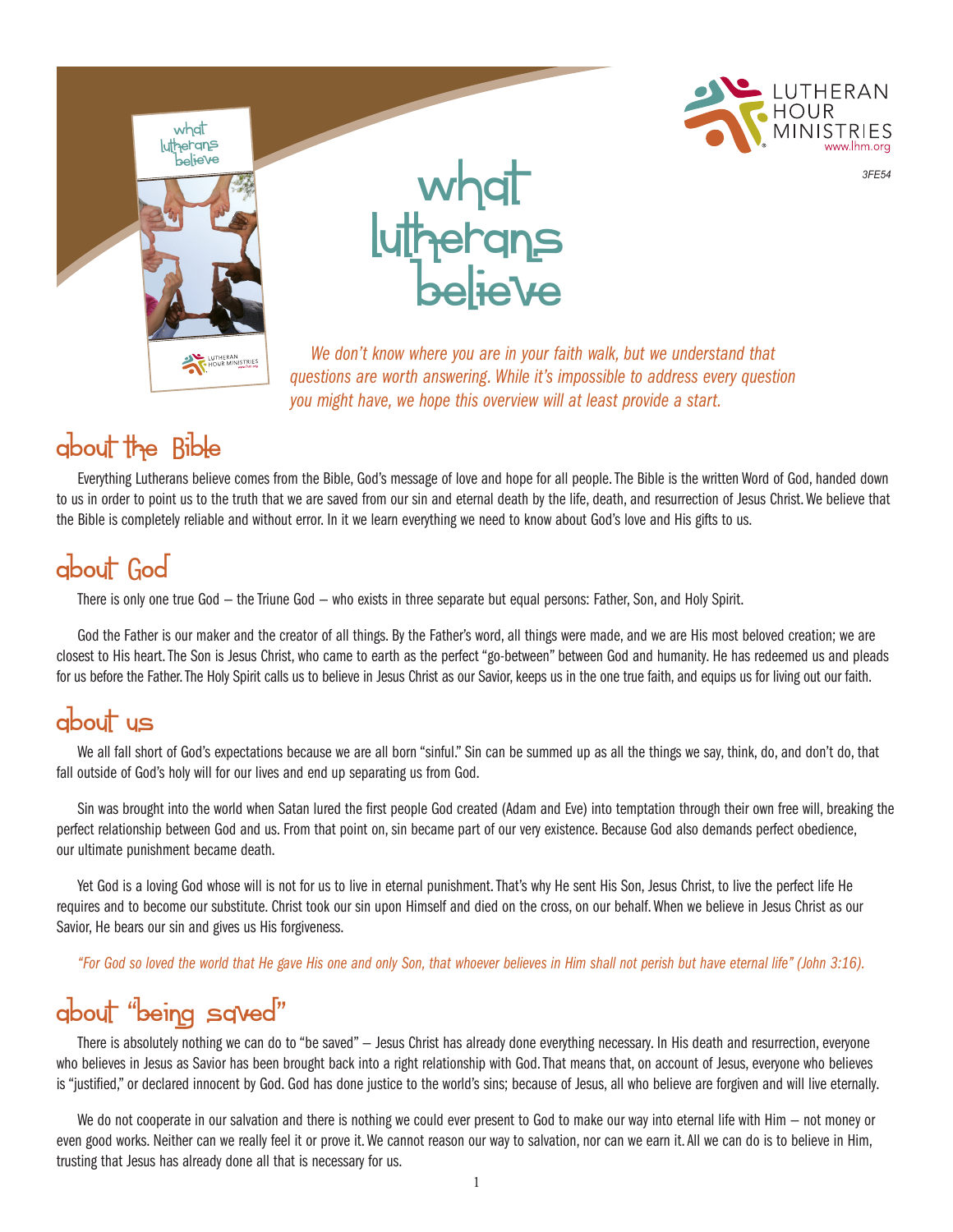LUTHERAN HOUR MINISTRIES
www.lhm.org

3FE54

# what lutherans believe

*We don't know where you are in your faith walk, but we understand that questions are worth answering. While it's impossible to address every question you might have, we hope this overview will at least provide a start.*

## about the Bible

Everything Lutherans believe comes from the Bible, God's message of love and hope for all people. The Bible is the written Word of God, handed down to us in order to point us to the truth that we are saved from our sin and eternal death by the life, death, and resurrection of Jesus Christ. We believe that the Bible is completely reliable and without error. In it we learn everything we need to know about God's love and His gifts to us.

## about God

There is only one true God – the Triune God – who exists in three separate but equal persons: Father, Son, and Holy Spirit.

God the Father is our maker and the creator of all things. By the Father's word, all things were made, and we are His most beloved creation; we are closest to His heart. The Son is Jesus Christ, who came to earth as the perfect "go-between" between God and humanity. He has redeemed us and pleads for us before the Father. The Holy Spirit calls us to believe in Jesus Christ as our Savior, keeps us in the one true faith, and equips us for living out our faith.

## about us

We all fall short of God's expectations because we are all born "sinful." Sin can be summed up as all the things we say, think, do, and don't do, that fall outside of God's holy will for our lives and end up separating us from God.

Sin was brought into the world when Satan lured the first people God created (Adam and Eve) into temptation through their own free will, breaking the perfect relationship between God and us. From that point on, sin became part of our very existence. Because God also demands perfect obedience, our ultimate punishment became death.

Yet God is a loving God whose will is not for us to live in eternal punishment. That's why He sent His Son, Jesus Christ, to live the perfect life He requires and to become our substitute. Christ took our sin upon Himself and died on the cross, on our behalf. When we believe in Jesus Christ as our Savior, He bears our sin and gives us His forgiveness.

*"For God so loved the world that He gave His one and only Son, that whoever believes in Him shall not perish but have eternal life" (John 3:16).*

## about "being saved"

There is absolutely nothing we can do to "be saved" – Jesus Christ has already done everything necessary. In His death and resurrection, everyone who believes in Jesus as Savior has been brought back into a right relationship with God. That means that, on account of Jesus, everyone who believes is "justified," or declared innocent by God. God has done justice to the world's sins; because of Jesus, all who believe are forgiven and will live eternally.

We do not cooperate in our salvation and there is nothing we could ever present to God to make our way into eternal life with Him – not money or even good works. Neither can we really feel it or prove it. We cannot reason our way to salvation, nor can we earn it. All we can do is to believe in Him, trusting that Jesus has already done all that is necessary for us.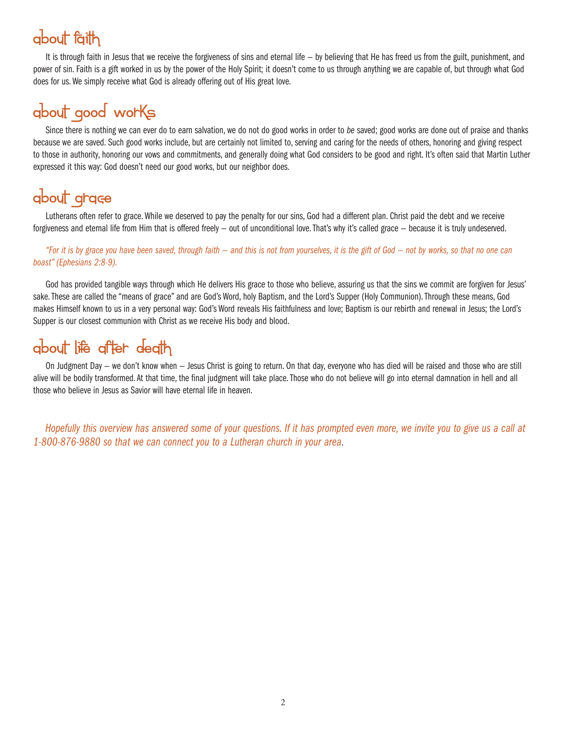## about faith

It is through faith in Jesus that we receive the forgiveness of sins and eternal life – by believing that He has freed us from the guilt, punishment, and power of sin. Faith is a gift worked in us by the power of the Holy Spirit; it doesn't come to us through anything we are capable of, but through what God does for us. We simply receive what God is already offering out of His great love.

## about good works

Since there is nothing we can ever do to earn salvation, we do not do good works in order to *be* saved; good works are done out of praise and thanks because we are saved. Such good works include, but are certainly not limited to, serving and caring for the needs of others, honoring and giving respect to those in authority, honoring our vows and commitments, and generally doing what God considers to be good and right. It's often said that Martin Luther expressed it this way: God doesn't need our good works, but our neighbor does.

## about grace

Lutherans often refer to grace. While we deserved to pay the penalty for our sins, God had a different plan. Christ paid the debt and we receive forgiveness and eternal life from Him that is offered freely – out of unconditional love. That's why it's called grace – because it is truly undeserved.

*"For it is by grace you have been saved, through faith – and this is not from yourselves, it is the gift of God – not by works, so that no one can boast" (Ephesians 2:8-9).*

God has provided tangible ways through which He delivers His grace to those who believe, assuring us that the sins we commit are forgiven for Jesus' sake. These are called the "means of grace" and are God's Word, holy Baptism, and the Lord's Supper (Holy Communion). Through these means, God makes Himself known to us in a very personal way: God's Word reveals His faithfulness and love; Baptism is our rebirth and renewal in Jesus; the Lord's Supper is our closest communion with Christ as we receive His body and blood.

## about life after death

On Judgment Day – we don't know when – Jesus Christ is going to return. On that day, everyone who has died will be raised and those who are still alive will be bodily transformed. At that time, the final judgment will take place. Those who do not believe will go into eternal damnation in hell and all those who believe in Jesus as Savior will have eternal life in heaven.

*Hopefully this overview has answered some of your questions. If it has prompted even more, we invite you to give us a call at 1-800-876-9880 so that we can connect you to a Lutheran church in your area*.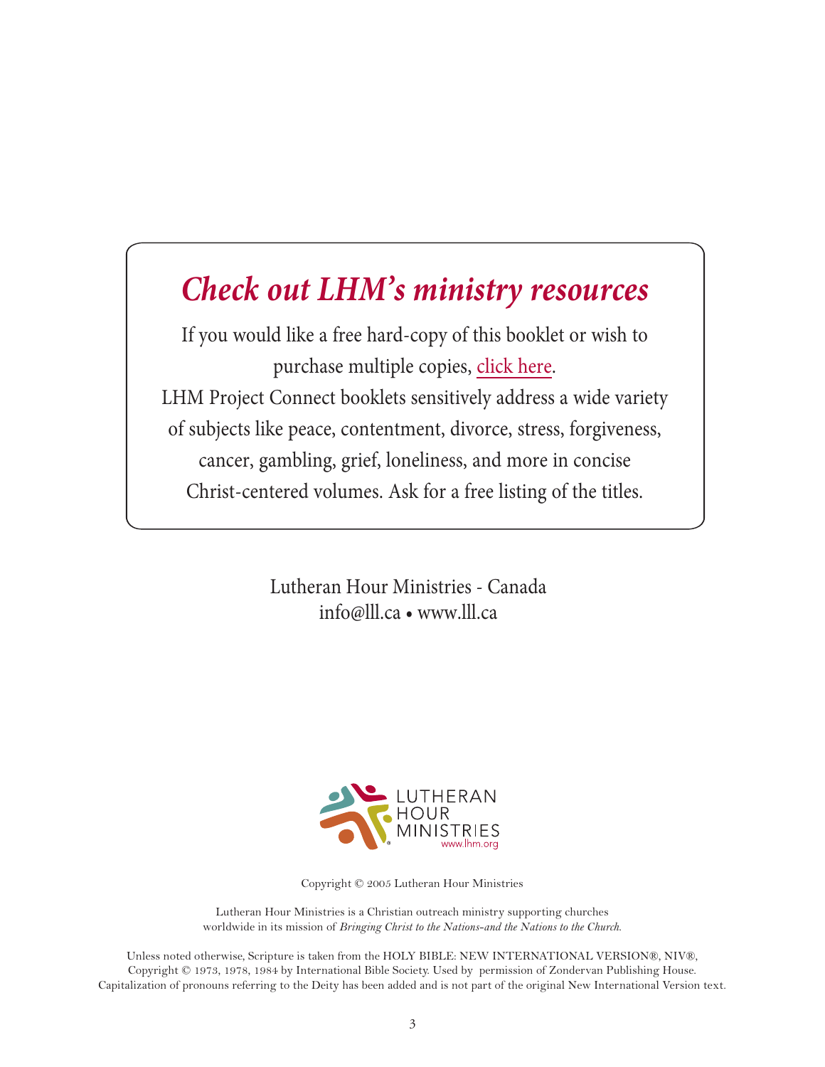## *Check out LHM's ministry resources*

If you would like a free hard-copy of this booklet or wish to purchase multiple copies, click here.

LHM Project Connect booklets sensitively address a wide variety of subjects like peace, contentment, divorce, stress, forgiveness, cancer, gambling, grief, loneliness, and more in concise Christ-centered volumes. Ask for a free listing of the titles.

Lutheran Hour Ministries - Canada
info@lll.ca • www.lll.ca

LUTHERAN HOUR MINISTRIES
www.lhm.org

Copyright © 2005 Lutheran Hour Ministries

Lutheran Hour Ministries is a Christian outreach ministry supporting churches worldwide in its mission of *Bringing Christ to the Nations-and the Nations to the Church.*

Unless noted otherwise, Scripture is taken from the HOLY BIBLE: NEW INTERNATIONAL VERSION®, NIV®, Copyright © 1973, 1978, 1984 by International Bible Society. Used by permission of Zondervan Publishing House. Capitalization of pronouns referring to the Deity has been added and is not part of the original New International Version text.